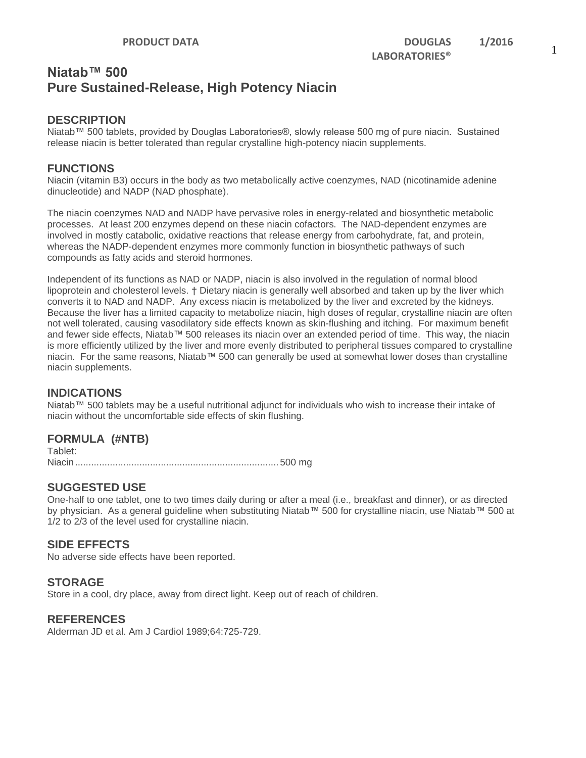# Niatab™ 500
## Pure Sustained-Release, High Potency Niacin

### DESCRIPTION

Niatab™ 500 tablets, provided by Douglas Laboratories®, slowly release 500 mg of pure niacin. Sustained release niacin is better tolerated than regular crystalline high-potency niacin supplements.

### FUNCTIONS

Niacin (vitamin B3) occurs in the body as two metabolically active coenzymes, NAD (nicotinamide adenine dinucleotide) and NADP (NAD phosphate).

The niacin coenzymes NAD and NADP have pervasive roles in energy-related and biosynthetic metabolic processes. At least 200 enzymes depend on these niacin cofactors. The NAD-dependent enzymes are involved in mostly catabolic, oxidative reactions that release energy from carbohydrate, fat, and protein, whereas the NADP-dependent enzymes more commonly function in biosynthetic pathways of such compounds as fatty acids and steroid hormones.

Independent of its functions as NAD or NADP, niacin is also involved in the regulation of normal blood lipoprotein and cholesterol levels. † Dietary niacin is generally well absorbed and taken up by the liver which converts it to NAD and NADP. Any excess niacin is metabolized by the liver and excreted by the kidneys. Because the liver has a limited capacity to metabolize niacin, high doses of regular, crystalline niacin are often not well tolerated, causing vasodilatory side effects known as skin-flushing and itching. For maximum benefit and fewer side effects, Niatab™ 500 releases its niacin over an extended period of time. This way, the niacin is more efficiently utilized by the liver and more evenly distributed to peripheral tissues compared to crystalline niacin. For the same reasons, Niatab™ 500 can generally be used at somewhat lower doses than crystalline niacin supplements.

### INDICATIONS

Niatab™ 500 tablets may be a useful nutritional adjunct for individuals who wish to increase their intake of niacin without the uncomfortable side effects of skin flushing.

### FORMULA (#NTB)

Tablet:
Niacin........................................................................... 500 mg

### SUGGESTED USE

One-half to one tablet, one to two times daily during or after a meal (i.e., breakfast and dinner), or as directed by physician. As a general guideline when substituting Niatab™ 500 for crystalline niacin, use Niatab™ 500 at 1/2 to 2/3 of the level used for crystalline niacin.

### SIDE EFFECTS

No adverse side effects have been reported.

### STORAGE

Store in a cool, dry place, away from direct light. Keep out of reach of children.

### REFERENCES

Alderman JD et al. Am J Cardiol 1989;64:725-729.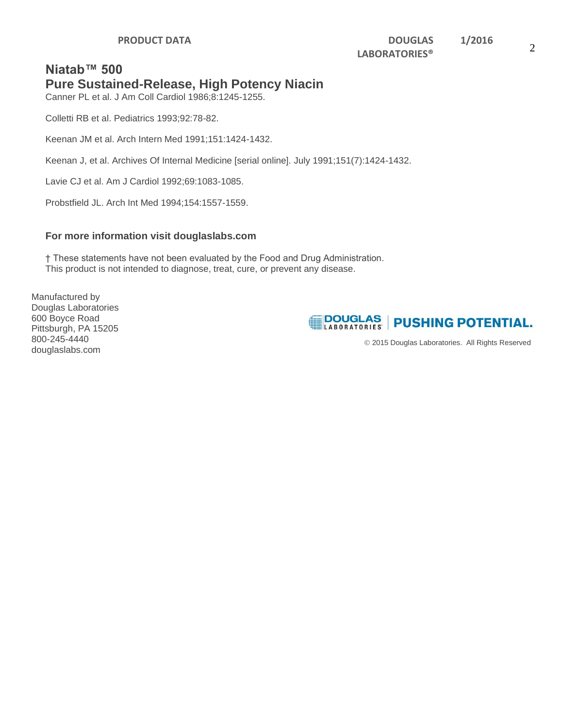# Niatab™ 500

## Pure Sustained-Release, High Potency Niacin

Canner PL et al. J Am Coll Cardiol 1986;8:1245-1255.

Colletti RB et al. Pediatrics 1993;92:78-82.

Keenan JM et al. Arch Intern Med 1991;151:1424-1432.

Keenan J, et al. Archives Of Internal Medicine [serial online]. July 1991;151(7):1424-1432.

Lavie CJ et al. Am J Cardiol 1992;69:1083-1085.

Probstfield JL. Arch Int Med 1994;154:1557-1559.

**For more information visit douglaslabs.com**

† These statements have not been evaluated by the Food and Drug Administration.
This product is not intended to diagnose, treat, cure, or prevent any disease.

Manufactured by
Douglas Laboratories
600 Boyce Road
Pittsburgh, PA 15205
800-245-4440
douglaslabs.com

DOUGLAS LABORATORIES | PUSHING POTENTIAL.

© 2015 Douglas Laboratories. All Rights Reserved